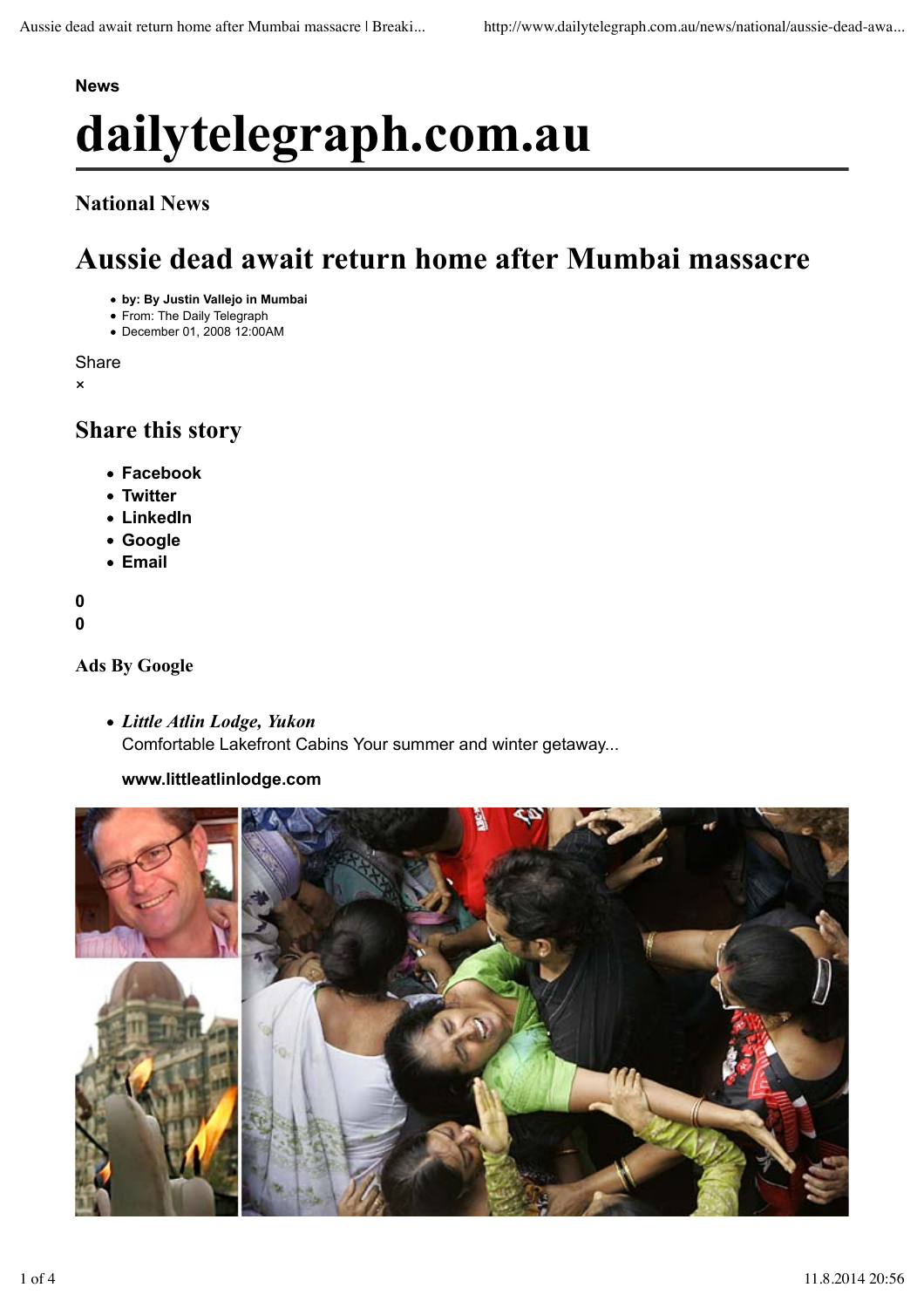News

# dailytelegraph.com.au

## National News

# Aussie dead await return home after Mumbai massacre

- by: By Justin Vallejo in Mumbai
- From: The Daily Telegraph
- December 01, 2008 12:00AM

Share

×

## Share this story

- **Facebook**
- **Twitter**
- **LinkedIn**
- **Google**
- **Email**

**0**

**0**

**Ads By Google**

- ***Little Atlin Lodge, Yukon***
  Comfortable Lakefront Cabins Your summer and winter getaway...

  **www.littleatlinlodge.com**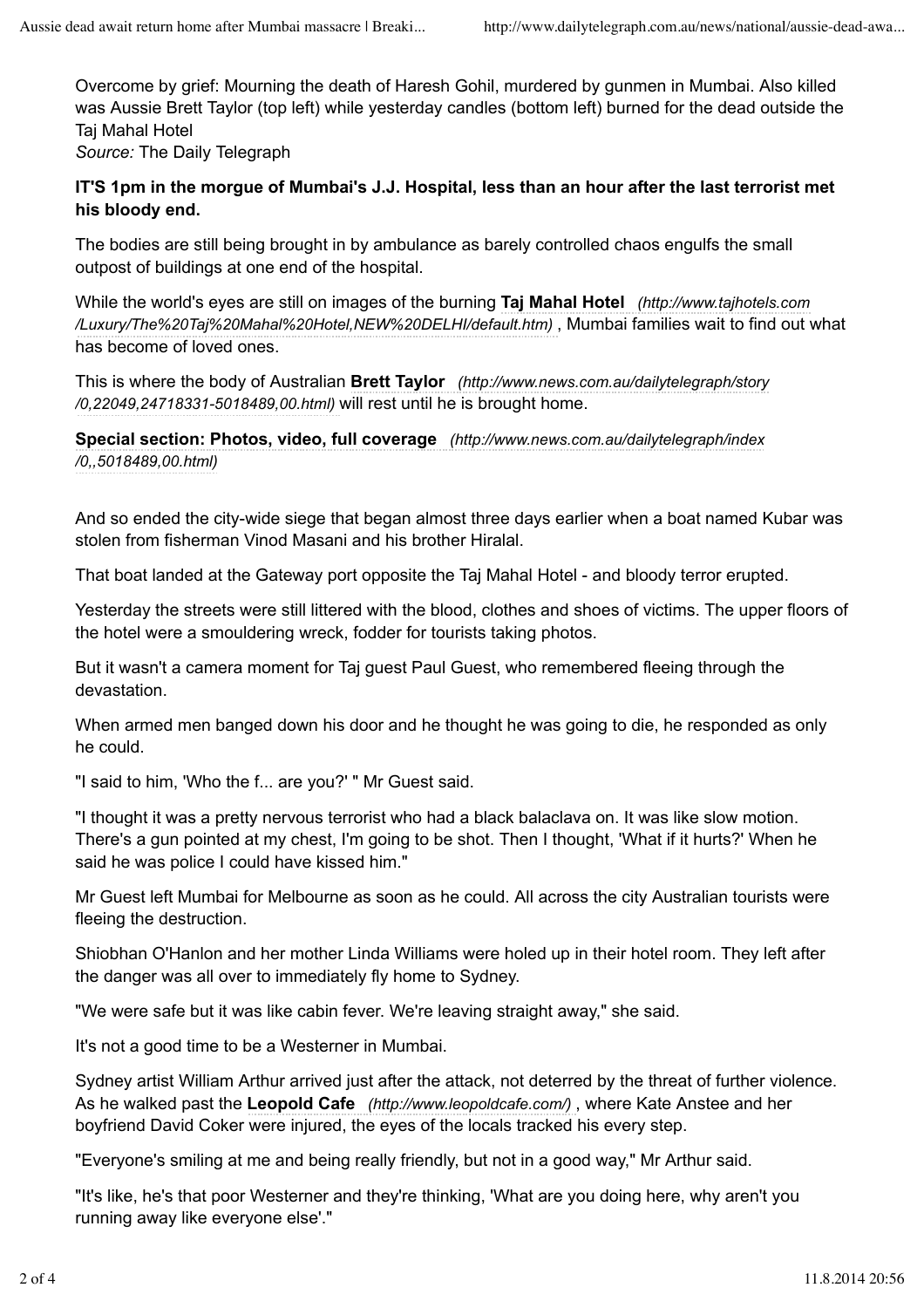Overcome by grief: Mourning the death of Haresh Gohil, murdered by gunmen in Mumbai. Also killed was Aussie Brett Taylor (top left) while yesterday candles (bottom left) burned for the dead outside the Taj Mahal Hotel
*Source:* The Daily Telegraph

**IT'S 1pm in the morgue of Mumbai's J.J. Hospital, less than an hour after the last terrorist met his bloody end.**

The bodies are still being brought in by ambulance as barely controlled chaos engulfs the small outpost of buildings at one end of the hospital.

While the world's eyes are still on images of the burning **Taj Mahal Hotel** *(http://www.tajhotels.com/Luxury/The%20Taj%20Mahal%20Hotel,NEW%20DELHI/default.htm)* , Mumbai families wait to find out what has become of loved ones.

This is where the body of Australian **Brett Taylor** *(http://www.news.com.au/dailytelegraph/story/0,22049,24718331-5018489,00.html)* will rest until he is brought home.

**Special section: Photos, video, full coverage** *(http://www.news.com.au/dailytelegraph/index/0,,5018489,00.html)*

And so ended the city-wide siege that began almost three days earlier when a boat named Kubar was stolen from fisherman Vinod Masani and his brother Hiralal.

That boat landed at the Gateway port opposite the Taj Mahal Hotel - and bloody terror erupted.

Yesterday the streets were still littered with the blood, clothes and shoes of victims. The upper floors of the hotel were a smouldering wreck, fodder for tourists taking photos.

But it wasn't a camera moment for Taj guest Paul Guest, who remembered fleeing through the devastation.

When armed men banged down his door and he thought he was going to die, he responded as only he could.

"I said to him, 'Who the f... are you?' " Mr Guest said.

"I thought it was a pretty nervous terrorist who had a black balaclava on. It was like slow motion. There's a gun pointed at my chest, I'm going to be shot. Then I thought, 'What if it hurts?' When he said he was police I could have kissed him."

Mr Guest left Mumbai for Melbourne as soon as he could. All across the city Australian tourists were fleeing the destruction.

Shiobhan O'Hanlon and her mother Linda Williams were holed up in their hotel room. They left after the danger was all over to immediately fly home to Sydney.

"We were safe but it was like cabin fever. We're leaving straight away," she said.

It's not a good time to be a Westerner in Mumbai.

Sydney artist William Arthur arrived just after the attack, not deterred by the threat of further violence. As he walked past the **Leopold Cafe** *(http://www.leopoldcafe.com/)* , where Kate Anstee and her boyfriend David Coker were injured, the eyes of the locals tracked his every step.

"Everyone's smiling at me and being really friendly, but not in a good way," Mr Arthur said.

"It's like, he's that poor Westerner and they're thinking, 'What are you doing here, why aren't you running away like everyone else'."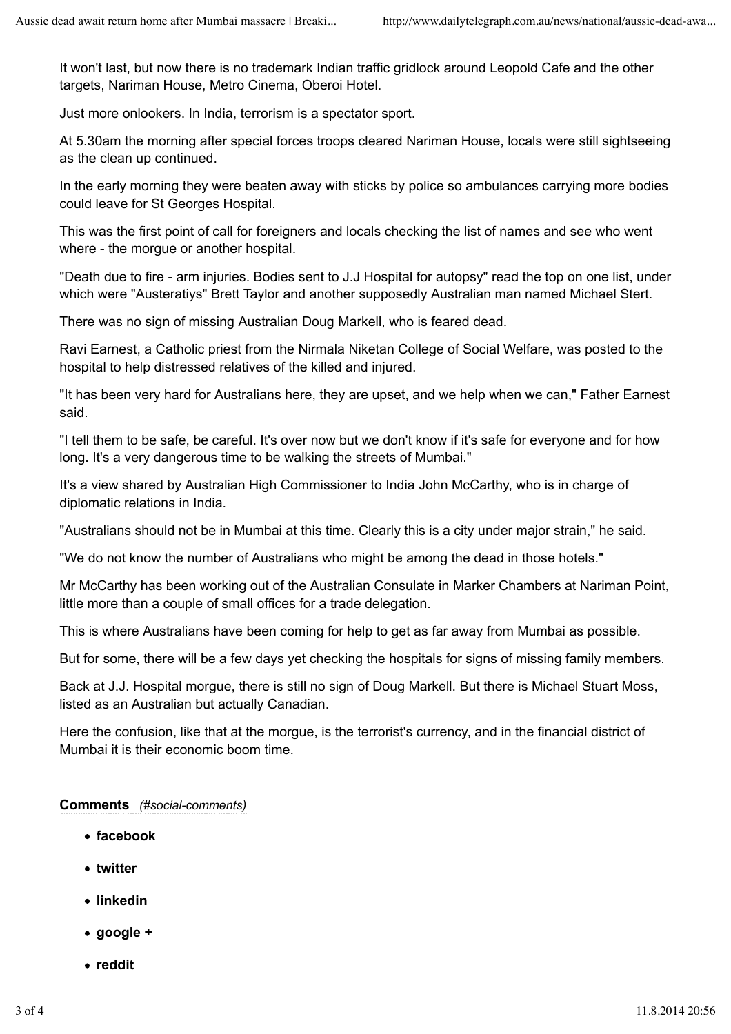It won't last, but now there is no trademark Indian traffic gridlock around Leopold Cafe and the other targets, Nariman House, Metro Cinema, Oberoi Hotel.

Just more onlookers. In India, terrorism is a spectator sport.

At 5.30am the morning after special forces troops cleared Nariman House, locals were still sightseeing as the clean up continued.

In the early morning they were beaten away with sticks by police so ambulances carrying more bodies could leave for St Georges Hospital.

This was the first point of call for foreigners and locals checking the list of names and see who went where - the morgue or another hospital.

"Death due to fire - arm injuries. Bodies sent to J.J Hospital for autopsy" read the top on one list, under which were "Austeratiys" Brett Taylor and another supposedly Australian man named Michael Stert.

There was no sign of missing Australian Doug Markell, who is feared dead.

Ravi Earnest, a Catholic priest from the Nirmala Niketan College of Social Welfare, was posted to the hospital to help distressed relatives of the killed and injured.

"It has been very hard for Australians here, they are upset, and we help when we can," Father Earnest said.

"I tell them to be safe, be careful. It's over now but we don't know if it's safe for everyone and for how long. It's a very dangerous time to be walking the streets of Mumbai."

It's a view shared by Australian High Commissioner to India John McCarthy, who is in charge of diplomatic relations in India.

"Australians should not be in Mumbai at this time. Clearly this is a city under major strain," he said.

"We do not know the number of Australians who might be among the dead in those hotels."

Mr McCarthy has been working out of the Australian Consulate in Marker Chambers at Nariman Point, little more than a couple of small offices for a trade delegation.

This is where Australians have been coming for help to get as far away from Mumbai as possible.

But for some, there will be a few days yet checking the hospitals for signs of missing family members.

Back at J.J. Hospital morgue, there is still no sign of Doug Markell. But there is Michael Stuart Moss, listed as an Australian but actually Canadian.

Here the confusion, like that at the morgue, is the terrorist's currency, and in the financial district of Mumbai it is their economic boom time.

**Comments** *(#social-comments)*

- **facebook**
- **twitter**
- **linkedin**
- **google +**
- **reddit**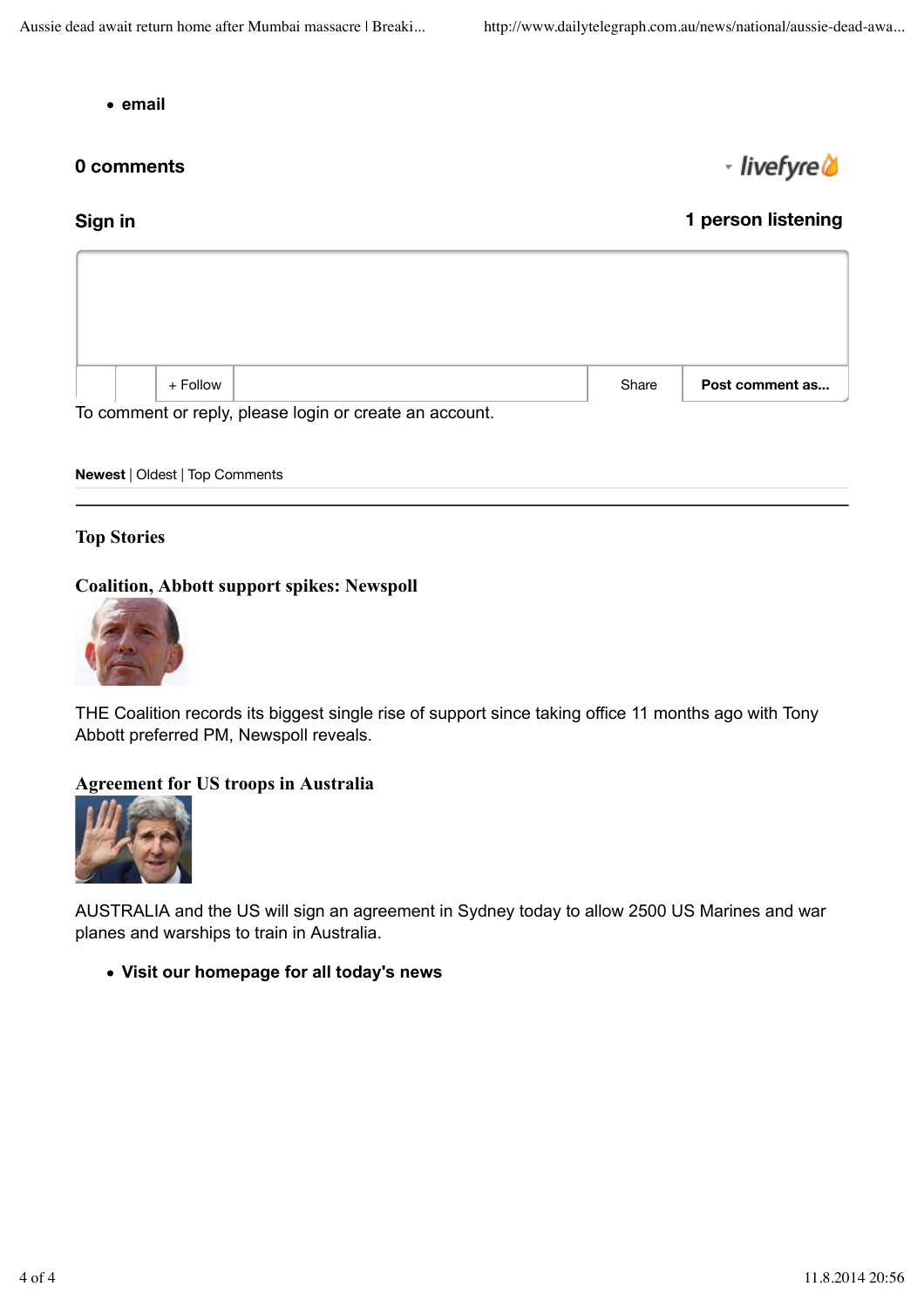- **email**

## 0 comments

livefyre

**Sign in**

**1 person listening**

+ Follow | Share | **Post comment as...**

To comment or reply, please login or create an account.

**Newest** | Oldest | Top Comments

---

## Top Stories

### Coalition, Abbott support spikes: Newspoll

THE Coalition records its biggest single rise of support since taking office 11 months ago with Tony Abbott preferred PM, Newspoll reveals.

### Agreement for US troops in Australia

AUSTRALIA and the US will sign an agreement in Sydney today to allow 2500 US Marines and war planes and warships to train in Australia.

- **Visit our homepage for all today's news**